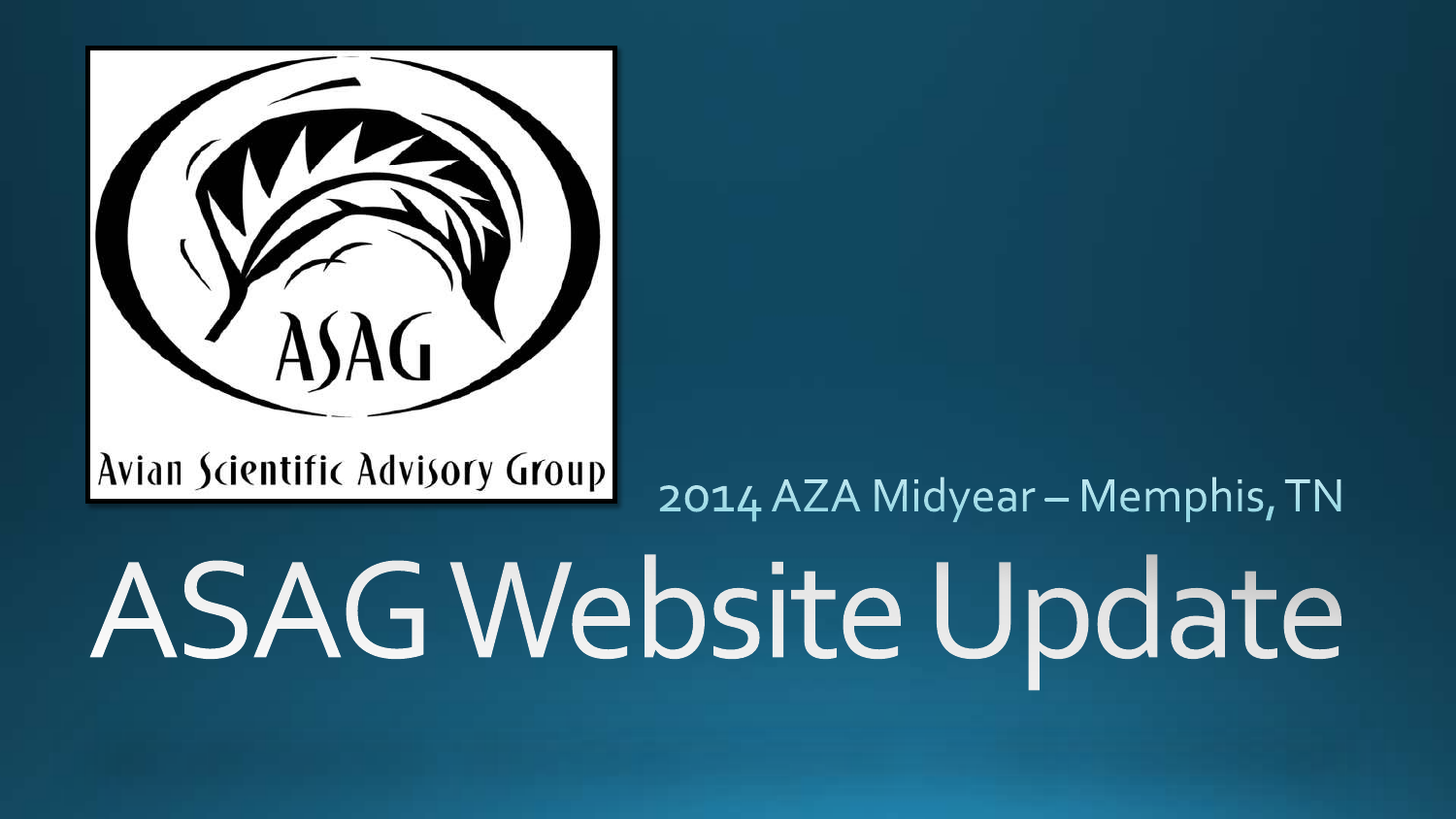ASAG

Avian Scientific Advisory Group

2014 AZA Midyear – Memphis, TN

# ASAG Website Update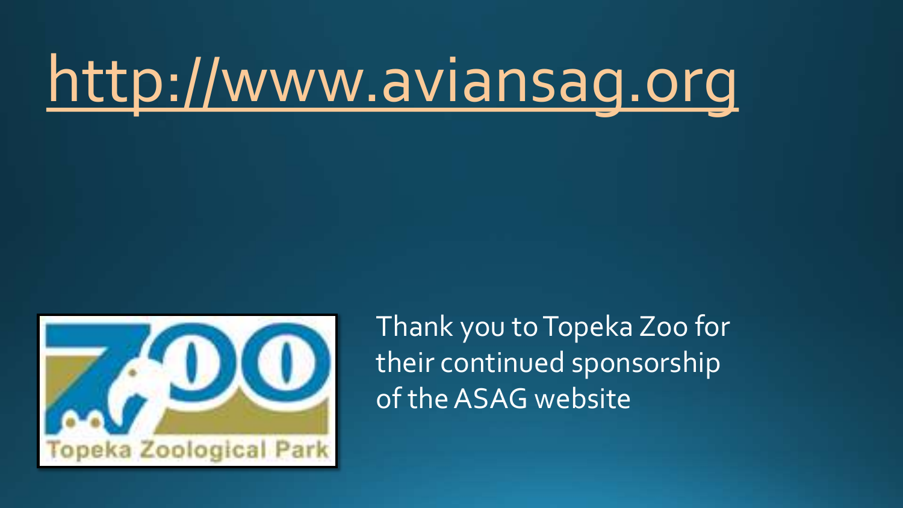# http://www.aviansag.org

Thank you to Topeka Zoo for their continued sponsorship of the ASAG website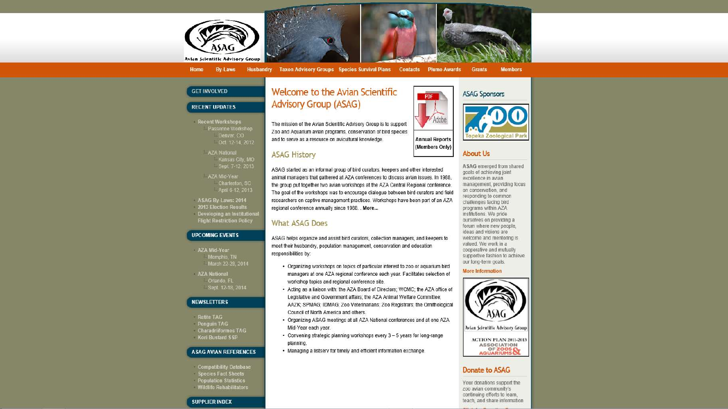Avian Scientific Advisory Group

Home | By-Laws | Husbandry | Taxon Advisory Groups | Species Survival Plans | Contacts | Plume Awards | Grants | Members

**GET INVOLVED**

**RECENT UPDATES**

- Recent Workshops
  - Passerine Workshop
    - Denver, CO
    - Oct. 12-14, 2012
  - AZA National
    - Kansas City, MO
    - Sept. 7-12, 2013
  - AZA Mid-Year
    - Charleston, SC
    - April 6-12, 2013
- ASAG By-Laws: 2014
- 2013 Election Results
- Developing an Institutional Flight Restriction Policy

**UPCOMING EVENTS**

- AZA Mid-Year
  - Memphis, TN
  - March 22-28, 2014
- AZA National
  - Orlando, FL
  - Sept. 12-18, 2014

**NEWSLETTERS**

- Ratite TAG
- Penguin TAG
- Charadriiformes TAG
- Kori Bustard SSP

**ASAG AVIAN REFERENCES**

- Compatibility Database
- Species Fact Sheets
- Population Statistics
- Wildlife Rehabilitators

**SUPPLIER INDEX**

# Welcome to the Avian Scientific Advisory Group (ASAG)

Annual Reports (Members Only)

The mission of the Avian Scientific Advisory Group is to support Zoo and Aquarium avian programs, conservation of bird species and to serve as a resource on avicultural knowledge.

## ASAG History

ASAG started as an informal group of bird curators, keepers and other interested animal managers that gathered at AZA conferences to discuss avian issues. In 1988, the group put together two avian workshops at the AZA Central Regional conference. The goal of the workshops was to encourage dialogue between bird curators and field researchers on captive management practices. Workshops have been part of an AZA regional conference annually since 1988. . **More...**

## What ASAG Does

ASAG helps organize and assist bird curators, collection managers, and keepers to meet their husbandry, population management, conservation and education responsibilities by:

- Organizing workshops on topics of particular interest to zoo or aquarium bird managers at one AZA regional conference each year. Facilitates selection of workshop topics and regional conference site.
- Acting as a liaison with: the AZA Board of Directors; WCMC; the AZA office of Legislative and Government affairs; the AZA Animal Welfare Committee; AAZK; SPMAG; IDMAG; Zoo Veterinarians; Zoo Registrars; the Ornithological Council of North America and others.
- Organizing ASAG meetings at all AZA National conferences and at one AZA Mid-Year each year.
- Convening strategic planning workshops every 3 – 5 years for long-range planning.
- Managing a listserv for timely and efficient information exchange.

## ASAG Sponsors

Topeka Zoological Park

## About Us

**ASAG** emerged from shared goals of achieving joint excellence in avian management, providing focus on conservation, and responding to common challenges facing bird programs within AZA institutions. We pride ourselves on providing a forum where new people, ideas and visions are welcome and mentoring is valued. We work in a cooperative and mutually supportive fashion to achieve our long-term goals.

**More Information**

ASAG Avian Scientific Advisory Group — ACTION PLAN 2011-2013 — ASSOCIATION OF ZOOS & AQUARIUMS

## Donate to ASAG

Your donations support the zoo avian community's continuing efforts to learn, teach, and share information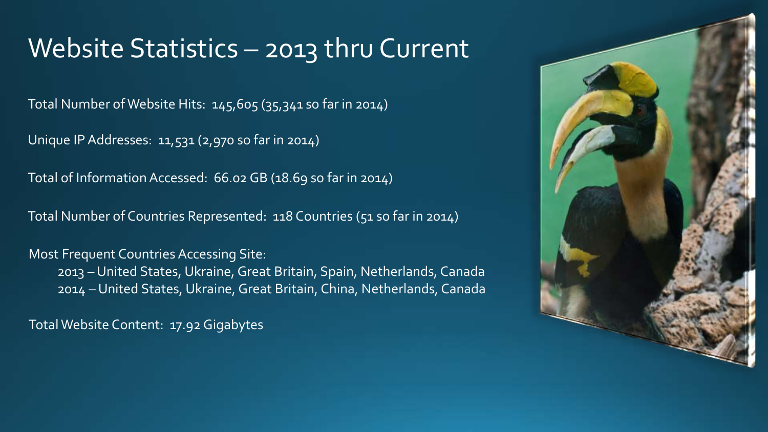# Website Statistics – 2013 thru Current

Total Number of Website Hits: 145,605 (35,341 so far in 2014)

Unique IP Addresses: 11,531 (2,970 so far in 2014)

Total of Information Accessed: 66.02 GB (18.69 so far in 2014)

Total Number of Countries Represented: 118 Countries (51 so far in 2014)

Most Frequent Countries Accessing Site:

- 2013 – United States, Ukraine, Great Britain, Spain, Netherlands, Canada
- 2014 – United States, Ukraine, Great Britain, China, Netherlands, Canada

Total Website Content: 17.92 Gigabytes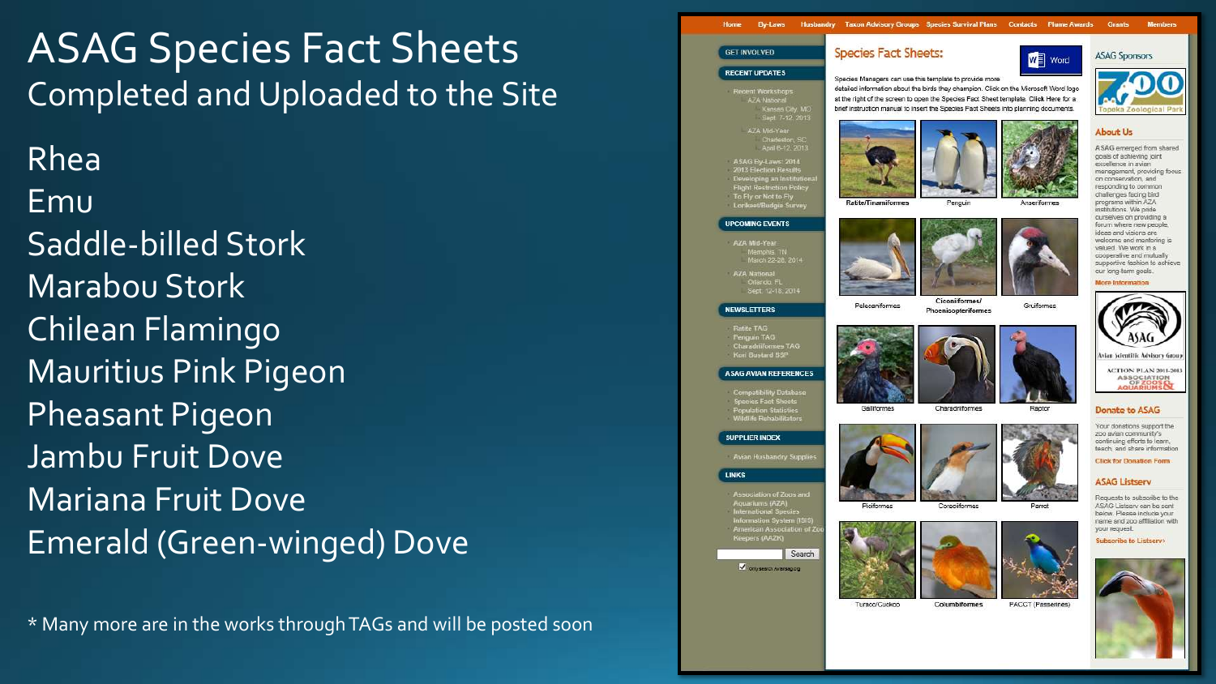# ASAG Species Fact Sheets

## Completed and Uploaded to the Site

- Rhea
- Emu
- Saddle-billed Stork
- Marabou Stork
- Chilean Flamingo
- Mauritius Pink Pigeon
- Pheasant Pigeon
- Jambu Fruit Dove
- Mariana Fruit Dove
- Emerald (Green-winged) Dove

* Many more are in the works through TAGs and will be posted soon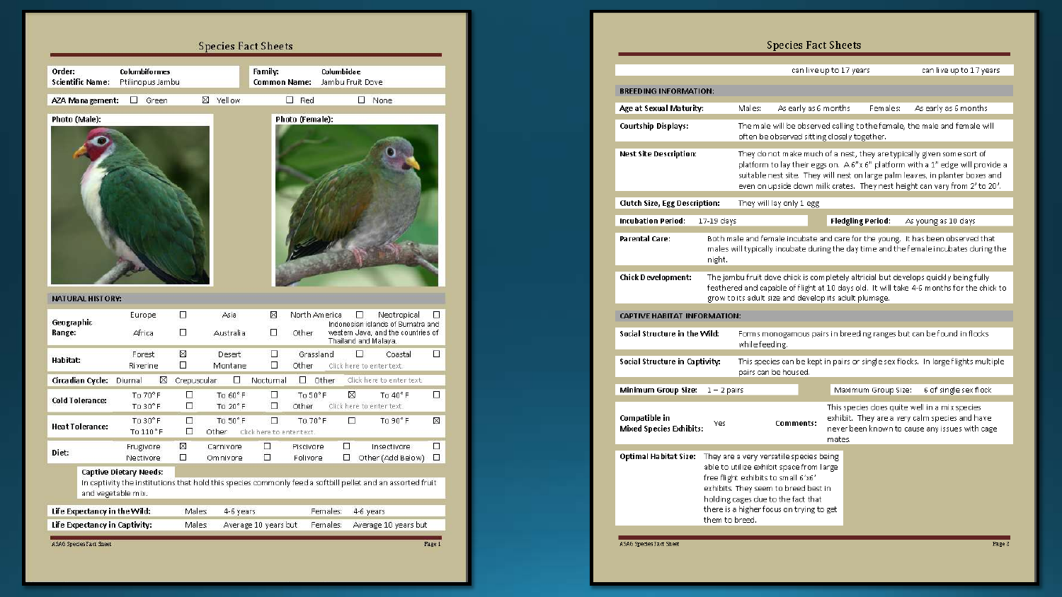# Species Fact Sheets

| | | | |
|---|---|---|---|
| **Order:** | Columbiformes | **Family:** | Columbidae |
| **Scientific Name:** | Ptilinopus Jambu | **Common Name:** | Jambu Fruit Dove |

**AZA Management:** ☐ Green ☒ Yellow ☐ Red ☐ None

**Photo (Male):**

**Photo (Female):**

## NATURAL HISTORY:

| | | | | | | | | |
|---|---|---|---|---|---|---|---|---|
| **Geographic Range:** | Europe | ☐ | Asia | ☒ | North America | ☐ | Neotropical | ☐ |
| | Africa | ☐ | Australia | ☐ | Other | Indonesian islands of Sumatra and western Java, and the countries of Thailand and Malaya. | | |
| **Habitat:** | Forest | ☒ | Desert | ☐ | Grassland | ☐ | Coastal | ☐ |
| | Riverine | ☐ | Montane | ☐ | Other | Click here to enter text. | | |
| **Circadian Cycle:** | Diurnal | ☒ | Crepuscular | ☐ | Nocturnal | ☐ | Other | Click here to enter text. |
| **Cold Tolerance:** | To 70° F | ☐ | To 60° F | ☐ | To 50° F | ☒ | To 40° F | ☐ |
| | To 30° F | ☐ | To 20° F | ☐ | Other | Click here to enter text. | | |
| **Heat Tolerance:** | To 30° F | ☐ | To 50° F | ☐ | To 70° F | ☐ | To 90° F | ☒ |
| | To 110° F | ☐ | Other | Click here to enter text. | | | | |
| **Diet:** | Frugivore | ☒ | Carnivore | ☐ | Piscivore | ☐ | Insectivore | ☐ |
| | Nectivore | ☐ | Omnivore | ☐ | Folivore | ☐ | Other (Add Below) | ☐ |

**Captive Dietary Needs:**
In captivity the institutions that hold this species commonly feed a softbill pellet and an assorted fruit and vegetable mix.

| | | | | |
|---|---|---|---|---|
| **Life Expectancy in the Wild:** | Males: | 4-6 years | Females: | 4-6 years |
| **Life Expectancy in Captivity:** | Males: | Average 10 years but can live up to 17 years | Females: | Average 10 years but can live up to 17 years |

## BREEDING INFORMATION:

| | | | | |
|---|---|---|---|---|
| **Age at Sexual Maturity:** | Males: | As early as 6 months | Females: | As early as 6 months |

**Courtship Displays:** The male will be observed calling to the female, the male and female will often be observed sitting closely together.

**Nest Site Description:** They do not make much of a nest, they are typically given some sort of platform to lay their eggs on. A 6"x 6" platform with a 1" edge will provide a suitable nest site. They will nest on large palm leaves, in planter boxes and even on upside down milk crates. They nest height can vary from 2' to 20'.

**Clutch Size, Egg Description:** They will lay only 1 egg

**Incubation Period:** 17-19 days | **Fledgling Period:** As young as 10 days

**Parental Care:** Both male and female incubate and care for the young. It has been observed that males will typically incubate during the day time and the female incubates during the night.

**Chick Development:** The jambu fruit dove chick is completely altricial but develops quickly being fully feathered and capable of flight at 10 days old. It will take 4-6 months for the chick to grow to its adult size and develop its adult plumage.

## CAPTIVE HABITAT INFORMATION:

**Social Structure in the Wild:** Forms monogamous pairs in breeding ranges but can be found in flocks while feeding.

**Social Structure in Captivity:** This species can be kept in pairs or single sex flocks. In large flights multiple pairs can be housed.

**Minimum Group Size:** 1 – 2 pairs | **Maximum Group Size:** 6 of single sex flock

**Compatible in Mixed Species Exhibits:** Yes | **Comments:** This species does quite well in a mix species exhibit. They are a very calm species and have never been known to cause any issues with cage mates.

**Optimal Habitat Size:** They are a very versatile species being able to utilize exhibit space from large free flight exhibits to small 6'x6' exhibits. They seem to breed best in holding cages due to the fact that there is a higher focus on trying to get them to breed.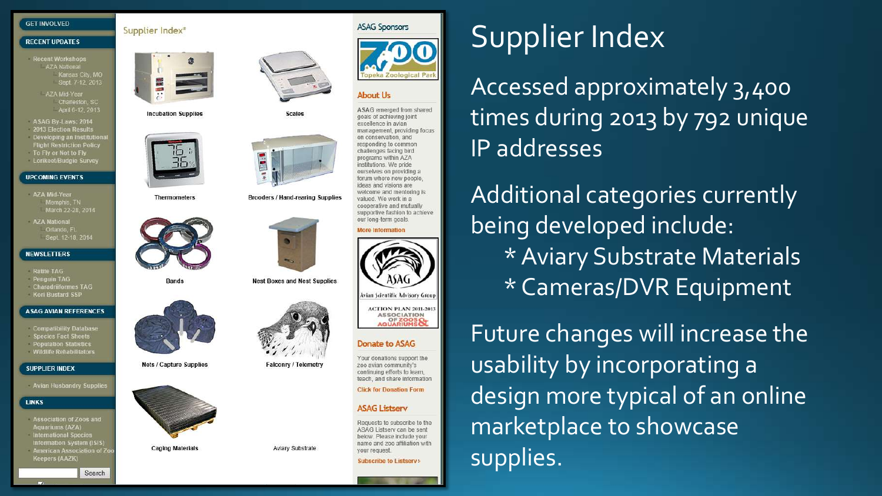# Supplier Index

Accessed approximately 3,400 times during 2013 by 792 unique IP addresses

Additional categories currently being developed include:

- * Aviary Substrate Materials
- * Cameras/DVR Equipment

Future changes will increase the usability by incorporating a design more typical of an online marketplace to showcase supplies.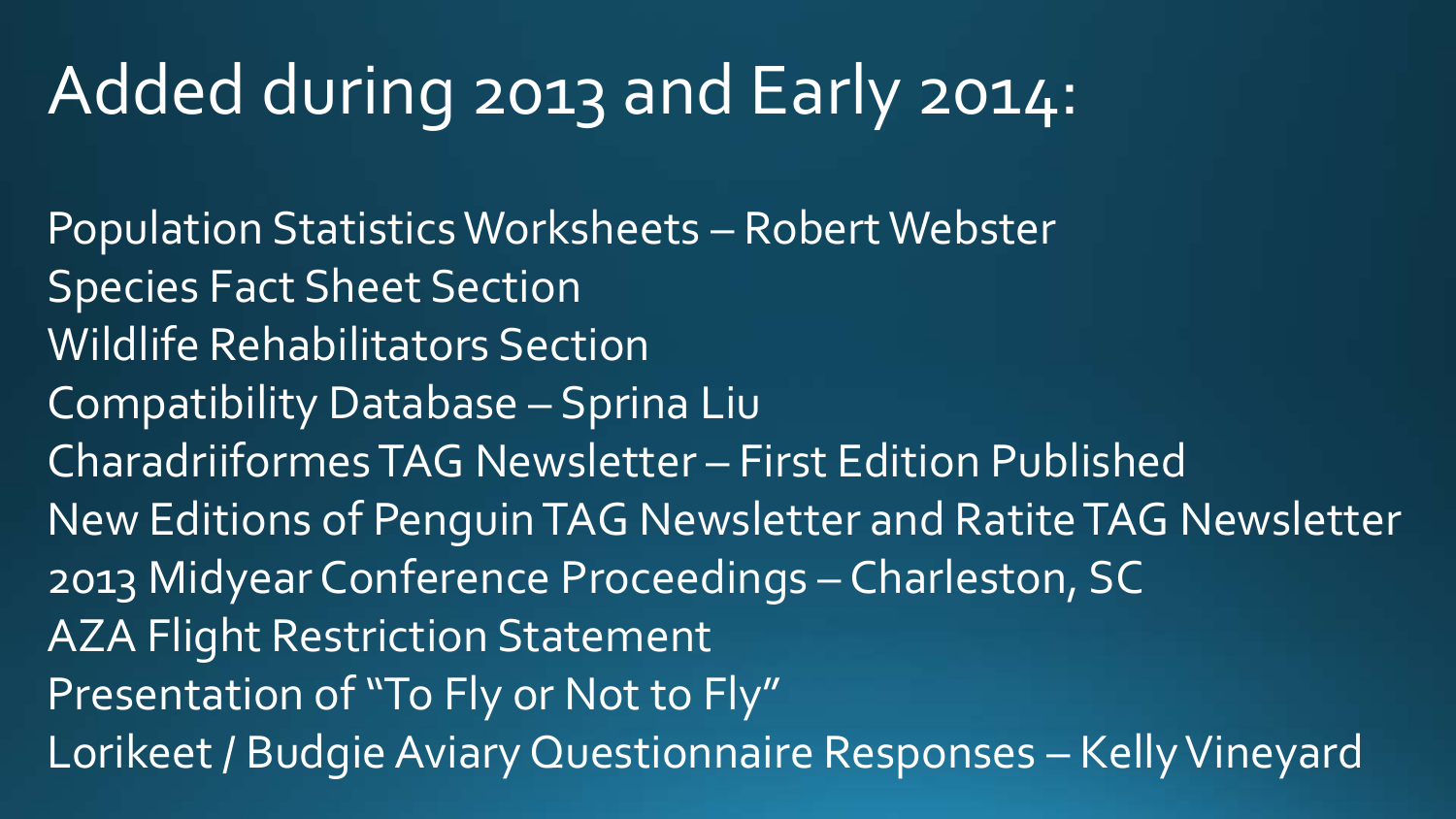# Added during 2013 and Early 2014:

Population Statistics Worksheets – Robert Webster
Species Fact Sheet Section
Wildlife Rehabilitators Section
Compatibility Database – Sprina Liu
Charadriiformes TAG Newsletter – First Edition Published
New Editions of Penguin TAG Newsletter and Ratite TAG Newsletter
2013 Midyear Conference Proceedings – Charleston, SC
AZA Flight Restriction Statement
Presentation of "To Fly or Not to Fly"
Lorikeet / Budgie Aviary Questionnaire Responses – Kelly Vineyard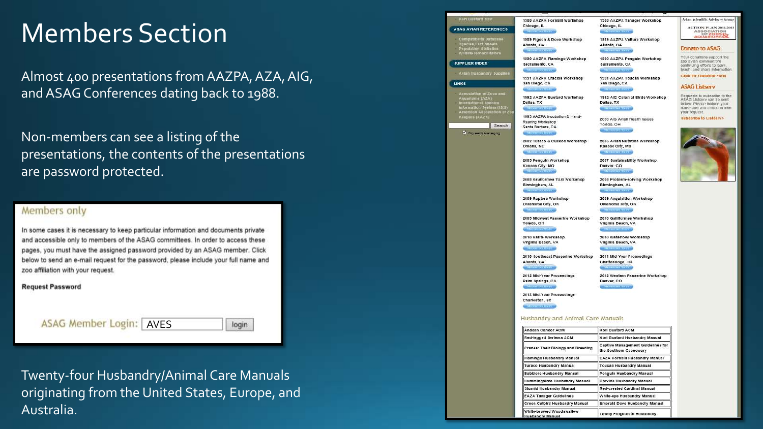# Members Section

Almost 400 presentations from AAZPA, AZA, AIG, and ASAG Conferences dating back to 1988.

Non-members can see a listing of the presentations, the contents of the presentations are password protected.

## Members only

In some cases it is necessary to keep particular information and documents private and accessible only to members of the ASAG committees. In order to access these pages, you must have the assigned password provided by an ASAG member. Click below to send an e-mail request for the password, please include your full name and zoo affiliation with your request.

**Request Password**

ASAG Member Login: AVES login

Twenty-four Husbandry/Animal Care Manuals originating from the United States, Europe, and Australia.

Kori Bustard SSP

ASAG AVIAN REFERENCES

- Compatibility Database
- Species Fact Sheets
- Population Statistics
- Wildlife Rehabilitators

SUPPLIER INDEX

- Avian Husbandry Supplies

LINKS

- Association of Zoos and Aquariums (AZA)
- International Species Information System (ISIS)
- American Association of Zoo Keepers (AAZK)

Search

Only search Aviansag.org

1988 AAZPA Hornbill Workshop
Chicago, IL

1988 AAZPA Tanager Workshop
Chicago, IL

1989 Pigeon & Dove Workshop
Atlanta, GA

1989 AAZPA Vulture Workshop
Atlanta, GA

1990 AAZPA Flamingo Workshop
Sacramento, CA

1990 AAZPA Penguin Workshop
Sacramento, CA

1991 AAZPA Cracids Workshop
San Diego, CA

1991 AAZPA Toucan Workshop
San Diego, CA

1992 AAZPA Bustard Workshop
Dallas, TX

1992 AIG Colonial Birds Workshop
Dallas, TX

1993 AAZPA Incubation & Hand-Rearing Workshop
Santa Barbara, CA

2000 AIG Avian Health Issues
Toledo, OH

2002 Turaco & Cuckoo Workshop
Omaha, NE

2005 Avian Nutrition Workshop
Kansas City, MO

2005 Penguin Workshop
Kansas City, MO

2007 Sustainability Workshop
Denver, CO

2008 Gruiformes TAG Workshop
Birmingham, AL

2008 Problem-solving Workshop
Birmingham, AL

2009 Raptors Workshop
Oklahoma City, OK

2009 Acquisition Workshop
Oklahoma City, OK

2005 Midwest Passerine Workshop
Toledo, OH

2010 Galliformes Workshop
Virginia Beach, VA

2010 Ratite Workshop
Virginia Beach, VA

2010 Waterfowl Workshop
Virginia Beach, VA

2010 Southeast Passerine Workshop
Atlanta, GA

2011 Mid-Year Proceedings
Chattanooga, TN

2012 Mid-Year Proceedings
Palm Springs, CA

2012 Western Passerine Workshop
Denver, CO

2013 Mid-Year Proceedings
Charleston, SC

Husbandry and Animal Care Manuals

| | |
|---|---|
| Andean Condor ACM | Kori Bustard ACM |
| Red-legged Seriema ACM | Kori Bustard Husbandry Manual |
| Cranes: Their Biology and Breeding | Captive Management Guidelines for the Southern Cassowary |
| Flamingo Husbandry Manual | EAZA Hornbill Husbandry Manual |
| Turaco Husbandry Manual | Toucan Husbandry Manual |
| Babblers Husbandry Manual | Penguin Husbandry Manual |
| Hummingbirds Husbandry Manual | Corvids Husbandry Manual |
| Sturnid Husbandry Manual | Red-crested Cardinal Manual |
| EAZA Tanager Guidelines | White-eye Husbandry Manual |
| Green Catbird Husbandry Manual | Emerald Dove Husbandry Manual |
| White-browed Woodswallow Husbandry Manual | Tawny Frogmouth Husbandry |

Avian Scientific Advisory Group

ACTION PLAN 2011-2013

ASSOCIATION OF ZOOS & AQUARIUMS

Donate to ASAG

Your donations support the zoo avian community's continuing efforts to learn, teach, and share information

Click for Donation Form

ASAG Listserv

Requests to subscribe to the ASAG Listserv can be sent below. Please include your name and zoo affiliation with your request.

Subscribe to Listserv>